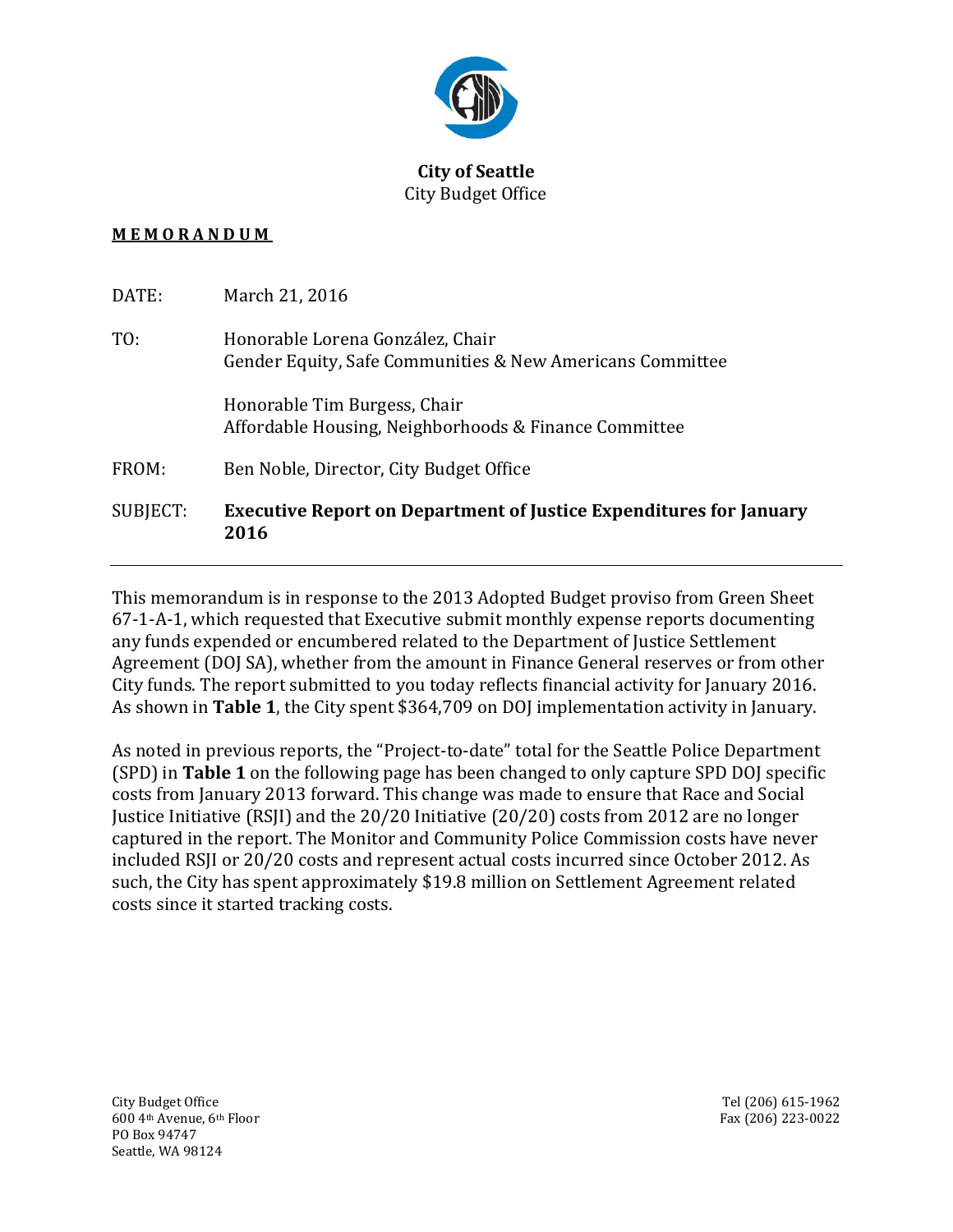**City of Seattle**
City Budget Office

**MEMORANDUM**

| | |
|---|---|
| DATE: | March 21, 2016 |
| TO: | Honorable Lorena González, Chair<br>Gender Equity, Safe Communities & New Americans Committee<br><br>Honorable Tim Burgess, Chair<br>Affordable Housing, Neighborhoods & Finance Committee |
| FROM: | Ben Noble, Director, City Budget Office |
| SUBJECT: | **Executive Report on Department of Justice Expenditures for January 2016** |

---

This memorandum is in response to the 2013 Adopted Budget proviso from Green Sheet 67-1-A-1, which requested that Executive submit monthly expense reports documenting any funds expended or encumbered related to the Department of Justice Settlement Agreement (DOJ SA), whether from the amount in Finance General reserves or from other City funds. The report submitted to you today reflects financial activity for January 2016. As shown in **Table 1**, the City spent $364,709 on DOJ implementation activity in January.

As noted in previous reports, the "Project-to-date" total for the Seattle Police Department (SPD) in **Table 1** on the following page has been changed to only capture SPD DOJ specific costs from January 2013 forward. This change was made to ensure that Race and Social Justice Initiative (RSJI) and the 20/20 Initiative (20/20) costs from 2012 are no longer captured in the report. The Monitor and Community Police Commission costs have never included RSJI or 20/20 costs and represent actual costs incurred since October 2012. As such, the City has spent approximately $19.8 million on Settlement Agreement related costs since it started tracking costs.

City Budget Office
600 4th Avenue, 6th Floor
PO Box 94747
Seattle, WA 98124

Tel (206) 615-1962
Fax (206) 223-0022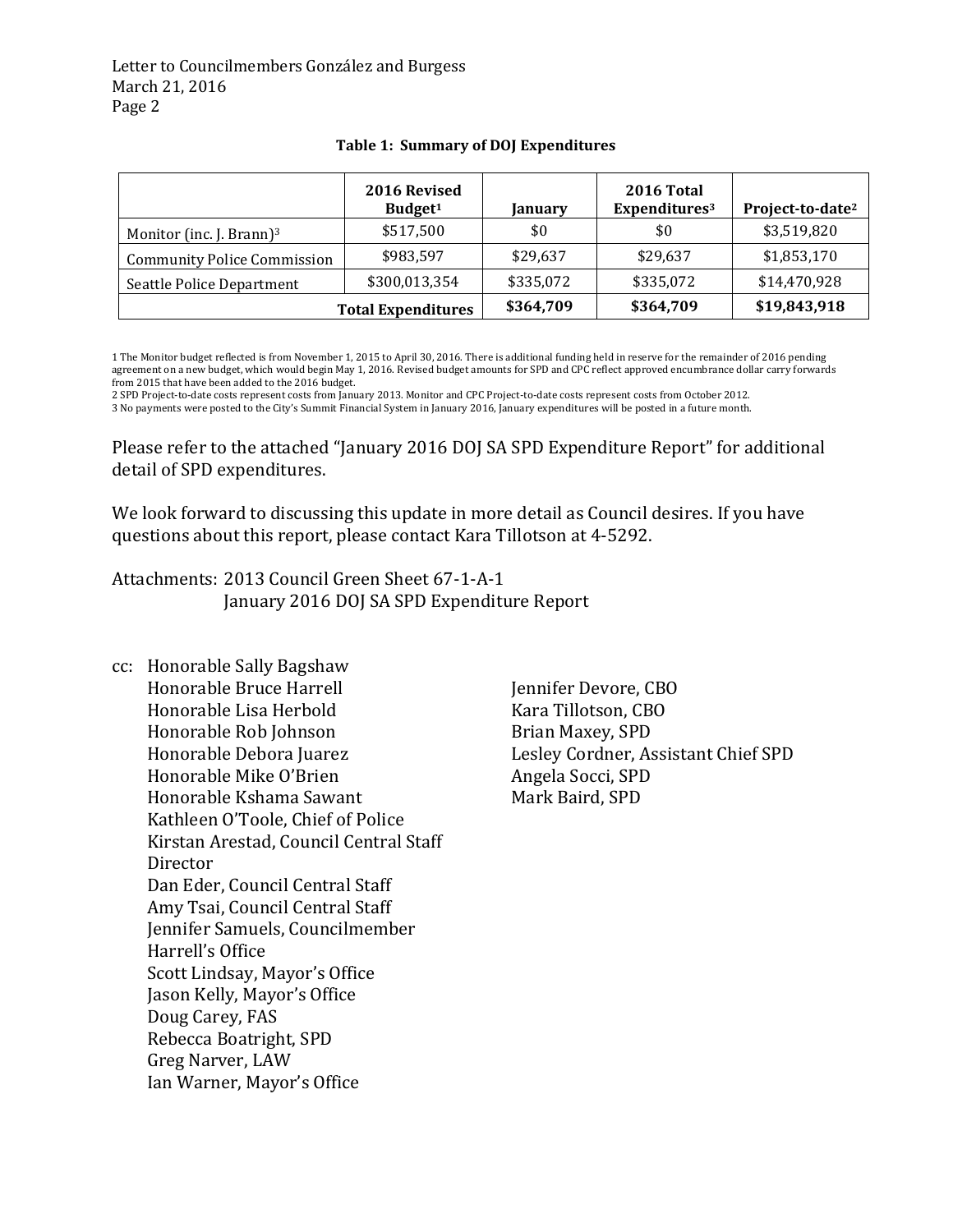**Table 1: Summary of DOJ Expenditures**

| | 2016 Revised Budget[1] | January | 2016 Total Expenditures[3] | Project-to-date[2] |
|---|---|---|---|---|
| Monitor (inc. J. Brann)[3] | $517,500 | $0 | $0 | $3,519,820 |
| Community Police Commission | $983,597 | $29,637 | $29,637 | $1,853,170 |
| Seattle Police Department | $300,013,354 | $335,072 | $335,072 | $14,470,928 |
| **Total Expenditures** | | **$364,709** | **$364,709** | **$19,843,918** |

1 The Monitor budget reflected is from November 1, 2015 to April 30, 2016. There is additional funding held in reserve for the remainder of 2016 pending agreement on a new budget, which would begin May 1, 2016. Revised budget amounts for SPD and CPC reflect approved encumbrance dollar carry forwards from 2015 that have been added to the 2016 budget.
2 SPD Project-to-date costs represent costs from January 2013. Monitor and CPC Project-to-date costs represent costs from October 2012.
3 No payments were posted to the City's Summit Financial System in January 2016, January expenditures will be posted in a future month.

Please refer to the attached "January 2016 DOJ SA SPD Expenditure Report" for additional detail of SPD expenditures.

We look forward to discussing this update in more detail as Council desires. If you have questions about this report, please contact Kara Tillotson at 4-5292.

Attachments: 2013 Council Green Sheet 67-1-A-1
January 2016 DOJ SA SPD Expenditure Report

cc: Honorable Sally Bagshaw
Honorable Bruce Harrell
Honorable Lisa Herbold
Honorable Rob Johnson
Honorable Debora Juarez
Honorable Mike O'Brien
Honorable Kshama Sawant
Kathleen O'Toole, Chief of Police
Kirstan Arestad, Council Central Staff Director
Dan Eder, Council Central Staff
Amy Tsai, Council Central Staff
Jennifer Samuels, Councilmember Harrell's Office
Scott Lindsay, Mayor's Office
Jason Kelly, Mayor's Office
Doug Carey, FAS
Rebecca Boatright, SPD
Greg Narver, LAW
Ian Warner, Mayor's Office
Jennifer Devore, CBO
Kara Tillotson, CBO
Brian Maxey, SPD
Lesley Cordner, Assistant Chief SPD
Angela Socci, SPD
Mark Baird, SPD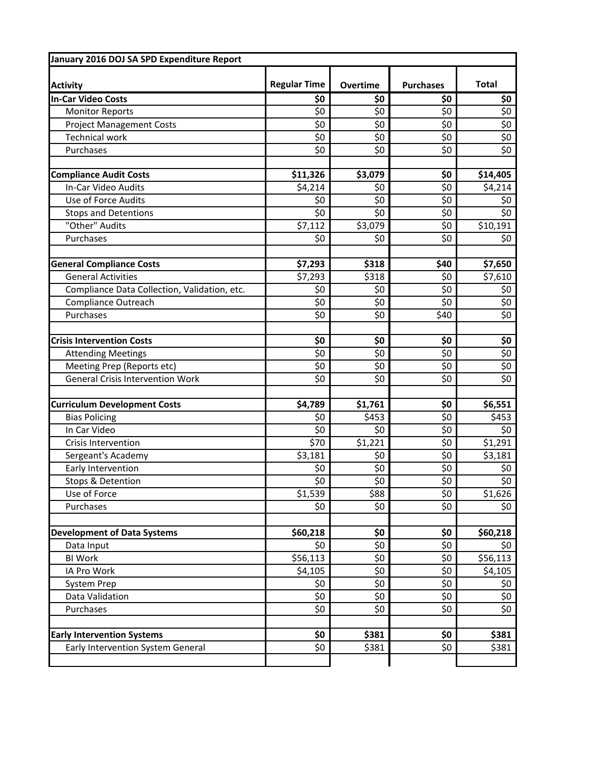| January 2016 DOJ SA SPD Expenditure Report | | | | |
|---|---|---|---|---|
| **Activity** | **Regular Time** | **Overtime** | **Purchases** | **Total** |
| **In-Car Video Costs** | **$0** | **$0** | **$0** | **$0** |
| Monitor Reports | $0 | $0 | $0 | $0 |
| Project Management Costs | $0 | $0 | $0 | $0 |
| Technical work | $0 | $0 | $0 | $0 |
| Purchases | $0 | $0 | $0 | $0 |
| | | | | |
| **Compliance Audit Costs** | **$11,326** | **$3,079** | **$0** | **$14,405** |
| In-Car Video Audits | $4,214 | $0 | $0 | $4,214 |
| Use of Force Audits | $0 | $0 | $0 | $0 |
| Stops and Detentions | $0 | $0 | $0 | $0 |
| "Other" Audits | $7,112 | $3,079 | $0 | $10,191 |
| Purchases | $0 | $0 | $0 | $0 |
| | | | | |
| **General Compliance Costs** | **$7,293** | **$318** | **$40** | **$7,650** |
| General Activities | $7,293 | $318 | $0 | $7,610 |
| Compliance Data Collection, Validation, etc. | $0 | $0 | $0 | $0 |
| Compliance Outreach | $0 | $0 | $0 | $0 |
| Purchases | $0 | $0 | $40 | $0 |
| | | | | |
| **Crisis Intervention Costs** | **$0** | **$0** | **$0** | **$0** |
| Attending Meetings | $0 | $0 | $0 | $0 |
| Meeting Prep (Reports etc) | $0 | $0 | $0 | $0 |
| General Crisis Intervention Work | $0 | $0 | $0 | $0 |
| | | | | |
| **Curriculum Development Costs** | **$4,789** | **$1,761** | **$0** | **$6,551** |
| Bias Policing | $0 | $453 | $0 | $453 |
| In Car Video | $0 | $0 | $0 | $0 |
| Crisis Intervention | $70 | $1,221 | $0 | $1,291 |
| Sergeant's Academy | $3,181 | $0 | $0 | $3,181 |
| Early Intervention | $0 | $0 | $0 | $0 |
| Stops & Detention | $0 | $0 | $0 | $0 |
| Use of Force | $1,539 | $88 | $0 | $1,626 |
| Purchases | $0 | $0 | $0 | $0 |
| | | | | |
| **Development of Data Systems** | **$60,218** | **$0** | **$0** | **$60,218** |
| Data Input | $0 | $0 | $0 | $0 |
| BI Work | $56,113 | $0 | $0 | $56,113 |
| IA Pro Work | $4,105 | $0 | $0 | $4,105 |
| System Prep | $0 | $0 | $0 | $0 |
| Data Validation | $0 | $0 | $0 | $0 |
| Purchases | $0 | $0 | $0 | $0 |
| | | | | |
| **Early Intervention Systems** | **$0** | **$381** | **$0** | **$381** |
| Early Intervention System General | $0 | $381 | $0 | $381 |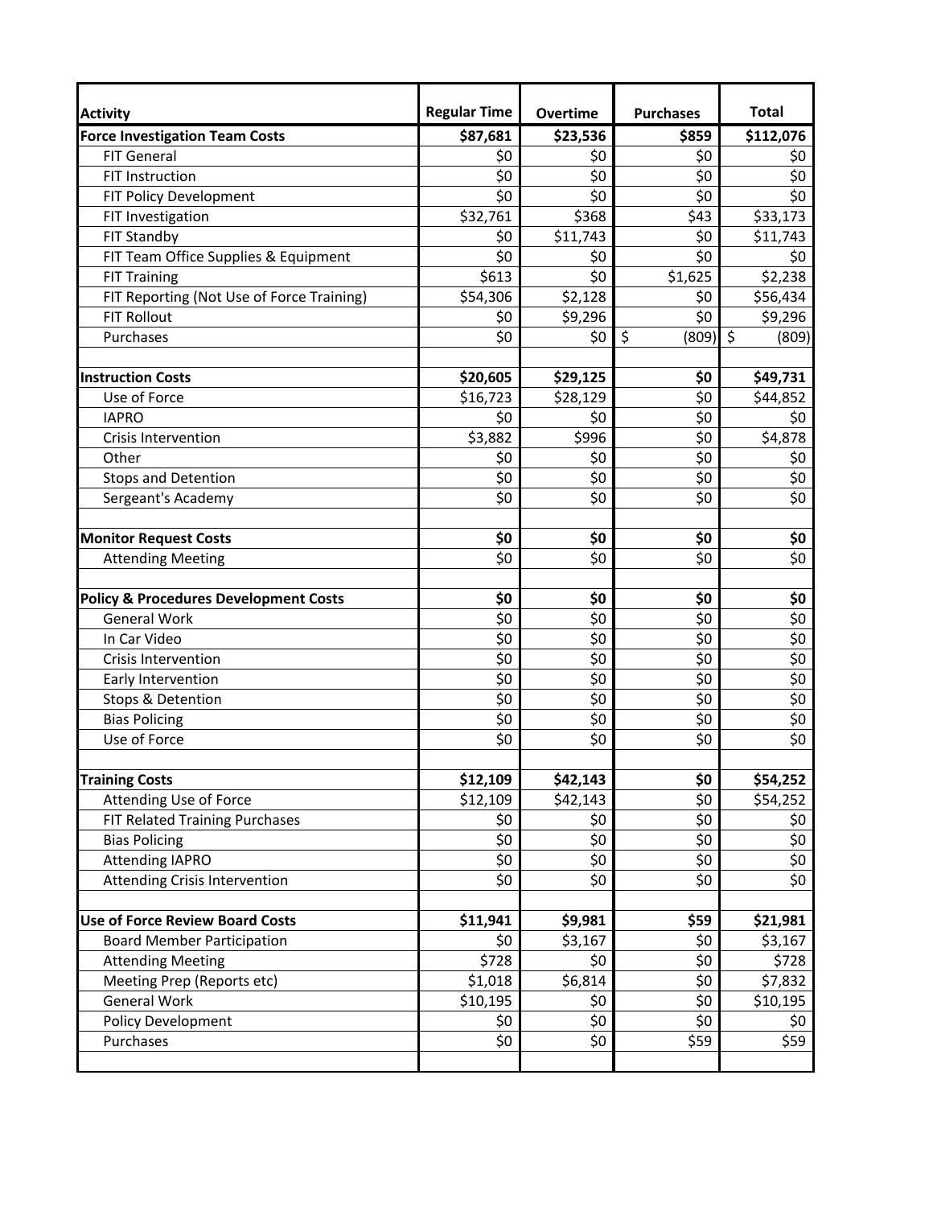| **Activity** | **Regular Time** | **Overtime** | **Purchases** | **Total** |
|---|---|---|---|---|
| **Force Investigation Team Costs** | **$87,681** | **$23,536** | **$859** | **$112,076** |
| FIT General | $0 | $0 | $0 | $0 |
| FIT Instruction | $0 | $0 | $0 | $0 |
| FIT Policy Development | $0 | $0 | $0 | $0 |
| FIT Investigation | $32,761 | $368 | $43 | $33,173 |
| FIT Standby | $0 | $11,743 | $0 | $11,743 |
| FIT Team Office Supplies & Equipment | $0 | $0 | $0 | $0 |
| FIT Training | $613 | $0 | $1,625 | $2,238 |
| FIT Reporting (Not Use of Force Training) | $54,306 | $2,128 | $0 | $56,434 |
| FIT Rollout | $0 | $9,296 | $0 | $9,296 |
| Purchases | $0 | $0 | $ (809) | $ (809) |
| | | | | |
| **Instruction Costs** | **$20,605** | **$29,125** | **$0** | **$49,731** |
| Use of Force | $16,723 | $28,129 | $0 | $44,852 |
| IAPRO | $0 | $0 | $0 | $0 |
| Crisis Intervention | $3,882 | $996 | $0 | $4,878 |
| Other | $0 | $0 | $0 | $0 |
| Stops and Detention | $0 | $0 | $0 | $0 |
| Sergeant's Academy | $0 | $0 | $0 | $0 |
| | | | | |
| **Monitor Request Costs** | **$0** | **$0** | **$0** | **$0** |
| Attending Meeting | $0 | $0 | $0 | $0 |
| | | | | |
| **Policy & Procedures Development Costs** | **$0** | **$0** | **$0** | **$0** |
| General Work | $0 | $0 | $0 | $0 |
| In Car Video | $0 | $0 | $0 | $0 |
| Crisis Intervention | $0 | $0 | $0 | $0 |
| Early Intervention | $0 | $0 | $0 | $0 |
| Stops & Detention | $0 | $0 | $0 | $0 |
| Bias Policing | $0 | $0 | $0 | $0 |
| Use of Force | $0 | $0 | $0 | $0 |
| | | | | |
| **Training Costs** | **$12,109** | **$42,143** | **$0** | **$54,252** |
| Attending Use of Force | $12,109 | $42,143 | $0 | $54,252 |
| FIT Related Training Purchases | $0 | $0 | $0 | $0 |
| Bias Policing | $0 | $0 | $0 | $0 |
| Attending IAPRO | $0 | $0 | $0 | $0 |
| Attending Crisis Intervention | $0 | $0 | $0 | $0 |
| | | | | |
| **Use of Force Review Board Costs** | **$11,941** | **$9,981** | **$59** | **$21,981** |
| Board Member Participation | $0 | $3,167 | $0 | $3,167 |
| Attending Meeting | $728 | $0 | $0 | $728 |
| Meeting Prep (Reports etc) | $1,018 | $6,814 | $0 | $7,832 |
| General Work | $10,195 | $0 | $0 | $10,195 |
| Policy Development | $0 | $0 | $0 | $0 |
| Purchases | $0 | $0 | $59 | $59 |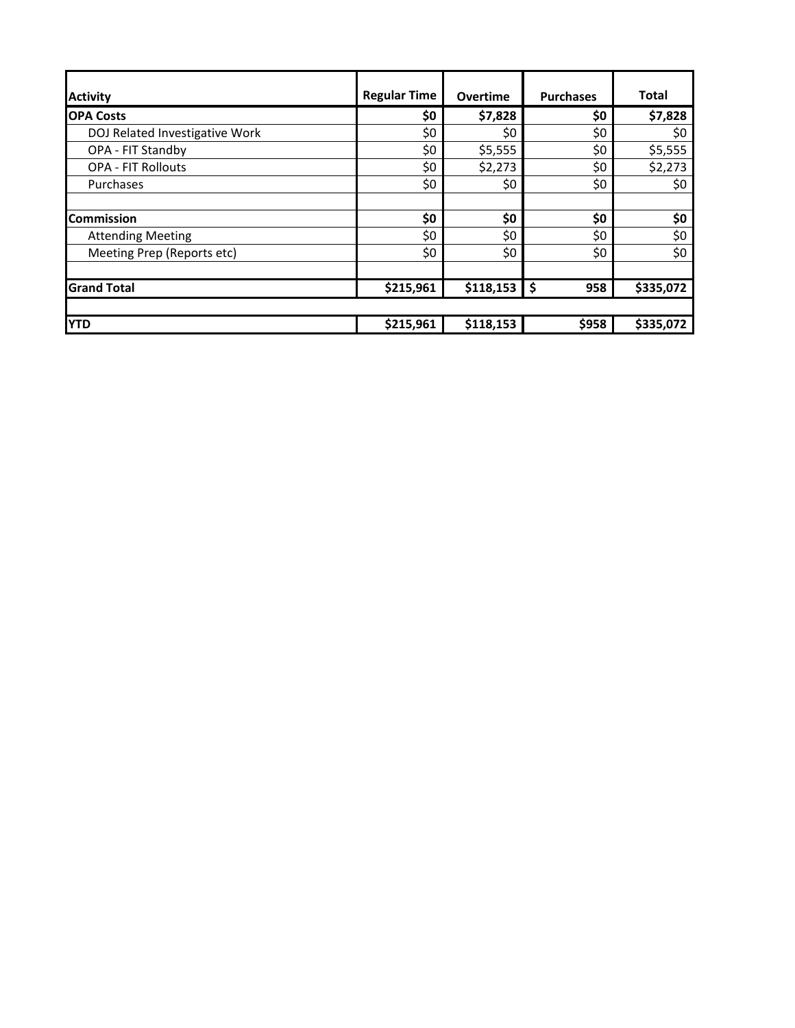| Activity | Regular Time | Overtime | Purchases | Total |
|---|---|---|---|---|
| **OPA Costs** | **$0** | **$7,828** | **$0** | **$7,828** |
| DOJ Related Investigative Work | $0 | $0 | $0 | $0 |
| OPA - FIT Standby | $0 | $5,555 | $0 | $5,555 |
| OPA - FIT Rollouts | $0 | $2,273 | $0 | $2,273 |
| Purchases | $0 | $0 | $0 | $0 |
| | | | | |
| **Commission** | **$0** | **$0** | **$0** | **$0** |
| Attending Meeting | $0 | $0 | $0 | $0 |
| Meeting Prep (Reports etc) | $0 | $0 | $0 | $0 |
| | | | | |
| **Grand Total** | **$215,961** | **$118,153** | **$ 958** | **$335,072** |
| | | | | |
| **YTD** | **$215,961** | **$118,153** | **$958** | **$335,072** |